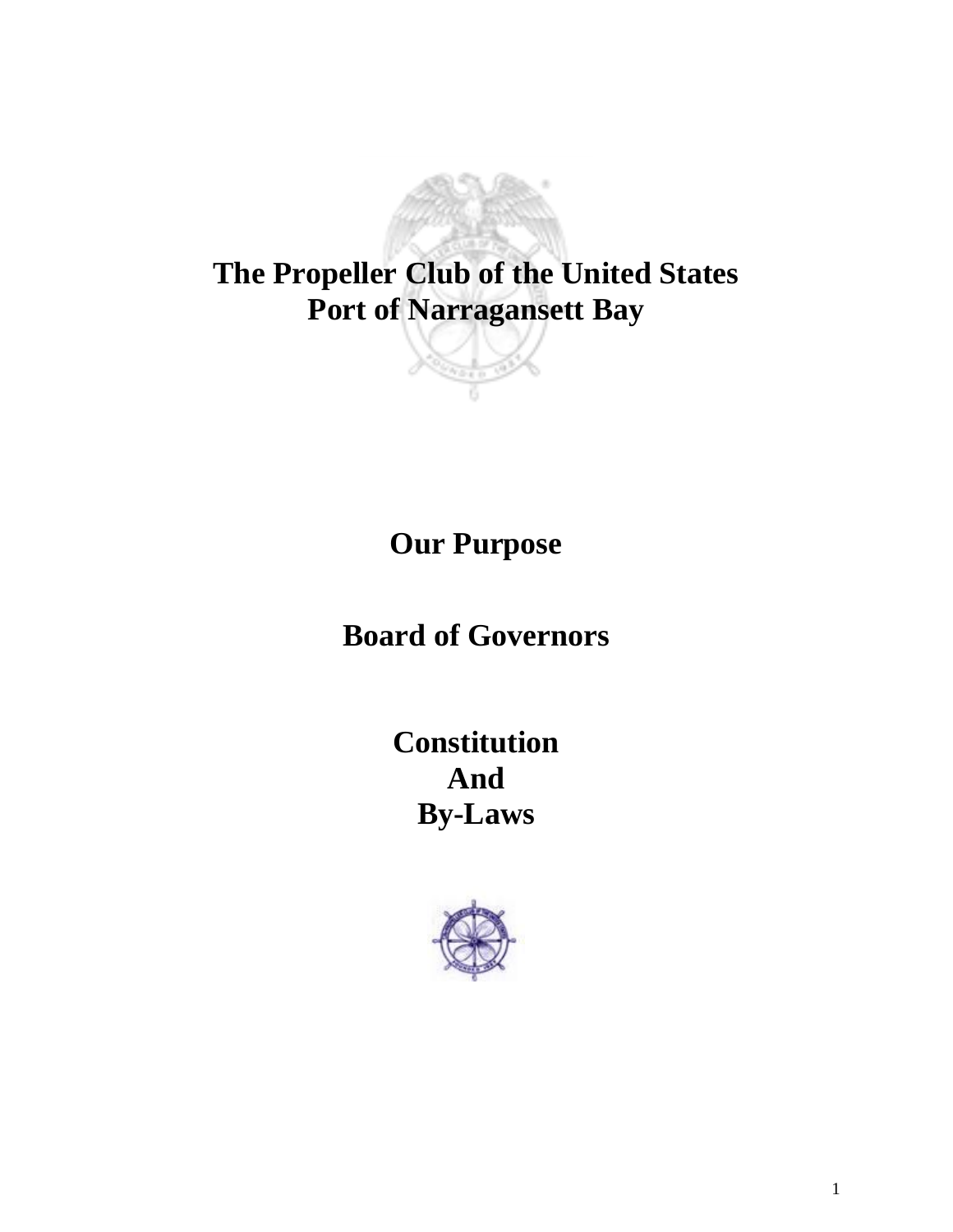# The Propeller Club of the United States
# Port of Narragansett Bay

## Our Purpose

## Board of Governors

## Constitution
## And
## By-Laws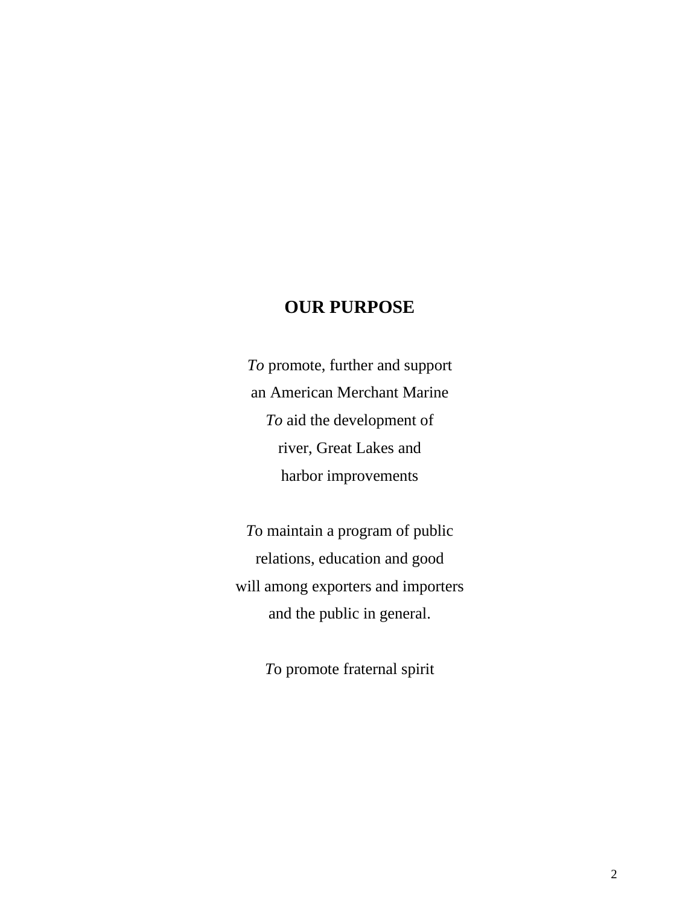## OUR PURPOSE

*To* promote, further and support
an American Merchant Marine
*To* aid the development of
river, Great Lakes and
harbor improvements

*T*o maintain a program of public
relations, education and good
will among exporters and importers
and the public in general.

*T*o promote fraternal spirit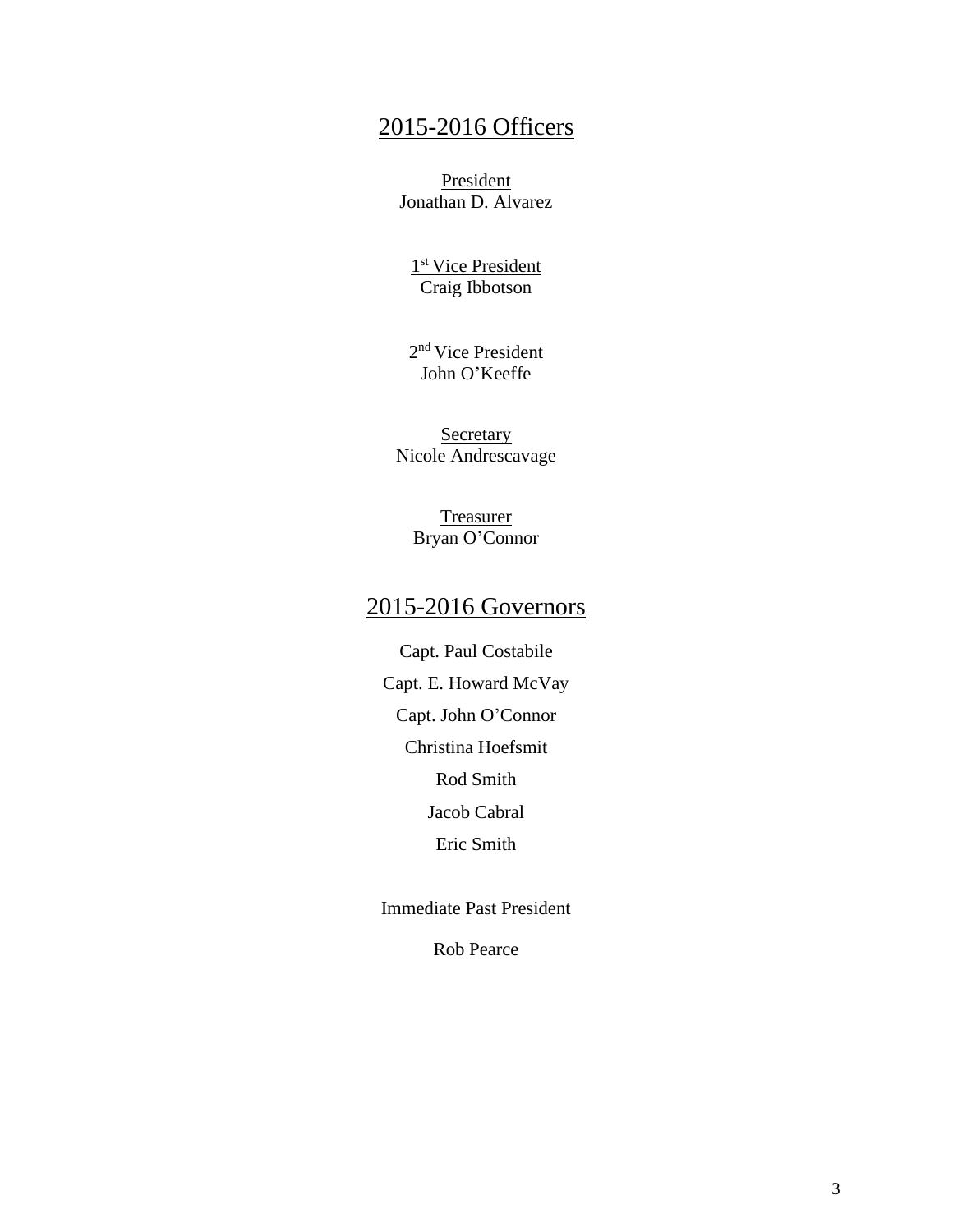## 2015-2016 Officers

President
Jonathan D. Alvarez

1st Vice President
Craig Ibbotson

2nd Vice President
John O'Keeffe

Secretary
Nicole Andrescavage

Treasurer
Bryan O'Connor

## 2015-2016 Governors

Capt. Paul Costabile

Capt. E. Howard McVay

Capt. John O'Connor

Christina Hoefsmit

Rod Smith

Jacob Cabral

Eric Smith

Immediate Past President

Rob Pearce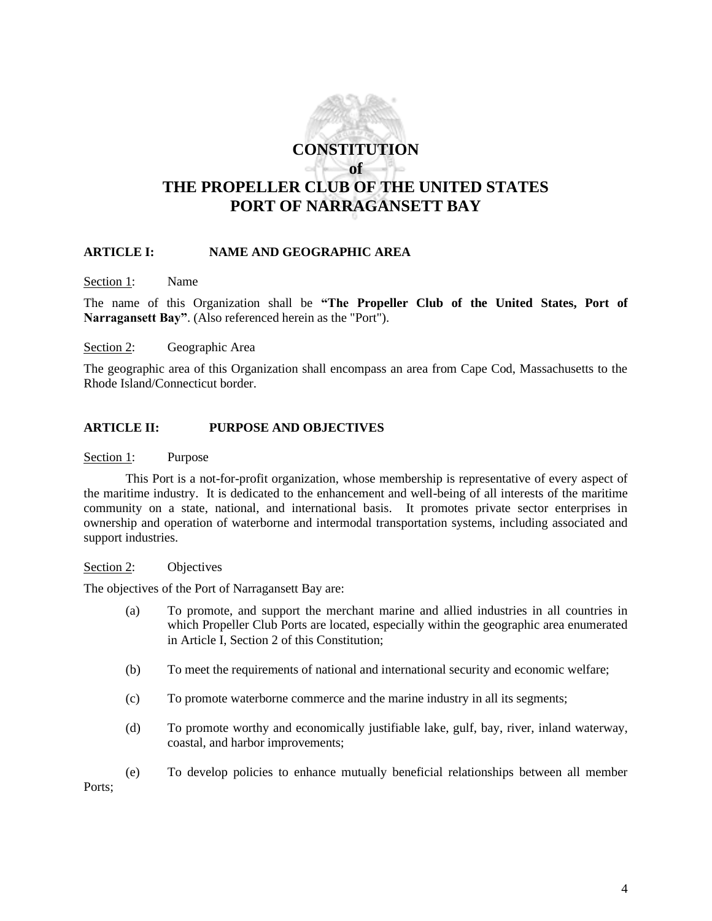# CONSTITUTION
# of
# THE PROPELLER CLUB OF THE UNITED STATES PORT OF NARRAGANSETT BAY

## ARTICLE I: NAME AND GEOGRAPHIC AREA

Section 1: Name

The name of this Organization shall be **"The Propeller Club of the United States, Port of Narragansett Bay"**. (Also referenced herein as the "Port").

Section 2: Geographic Area

The geographic area of this Organization shall encompass an area from Cape Cod, Massachusetts to the Rhode Island/Connecticut border.

## ARTICLE II: PURPOSE AND OBJECTIVES

Section 1: Purpose

This Port is a not-for-profit organization, whose membership is representative of every aspect of the maritime industry. It is dedicated to the enhancement and well-being of all interests of the maritime community on a state, national, and international basis. It promotes private sector enterprises in ownership and operation of waterborne and intermodal transportation systems, including associated and support industries.

Section 2: Objectives

The objectives of the Port of Narragansett Bay are:

(a) To promote, and support the merchant marine and allied industries in all countries in which Propeller Club Ports are located, especially within the geographic area enumerated in Article I, Section 2 of this Constitution;

(b) To meet the requirements of national and international security and economic welfare;

(c) To promote waterborne commerce and the marine industry in all its segments;

(d) To promote worthy and economically justifiable lake, gulf, bay, river, inland waterway, coastal, and harbor improvements;

(e) To develop policies to enhance mutually beneficial relationships between all member Ports;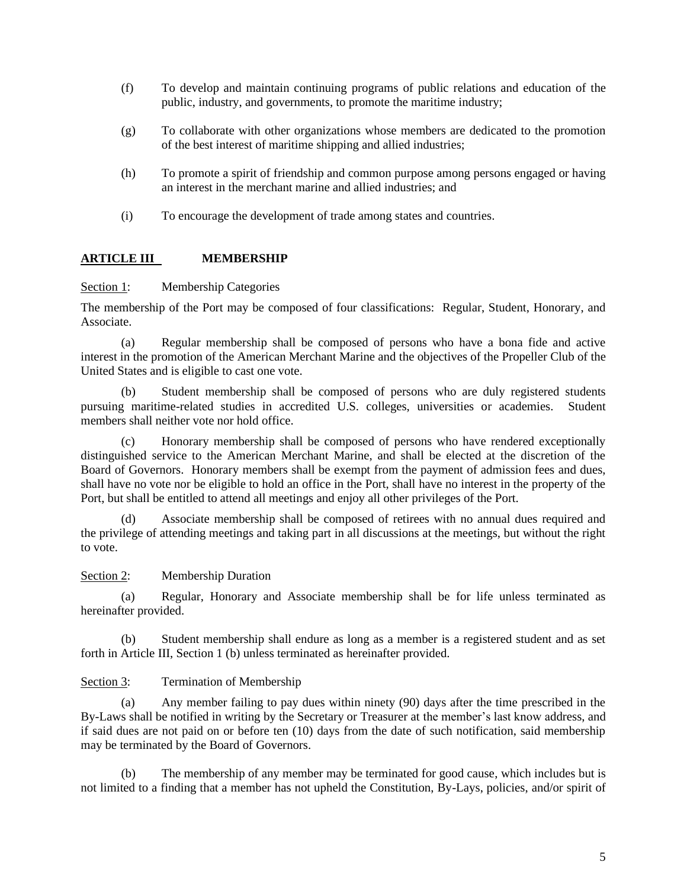(f) To develop and maintain continuing programs of public relations and education of the public, industry, and governments, to promote the maritime industry;

(g) To collaborate with other organizations whose members are dedicated to the promotion of the best interest of maritime shipping and allied industries;

(h) To promote a spirit of friendship and common purpose among persons engaged or having an interest in the merchant marine and allied industries; and

(i) To encourage the development of trade among states and countries.

## ARTICLE III MEMBERSHIP

Section 1: Membership Categories

The membership of the Port may be composed of four classifications: Regular, Student, Honorary, and Associate.

(a) Regular membership shall be composed of persons who have a bona fide and active interest in the promotion of the American Merchant Marine and the objectives of the Propeller Club of the United States and is eligible to cast one vote.

(b) Student membership shall be composed of persons who are duly registered students pursuing maritime-related studies in accredited U.S. colleges, universities or academies. Student members shall neither vote nor hold office.

(c) Honorary membership shall be composed of persons who have rendered exceptionally distinguished service to the American Merchant Marine, and shall be elected at the discretion of the Board of Governors. Honorary members shall be exempt from the payment of admission fees and dues, shall have no vote nor be eligible to hold an office in the Port, shall have no interest in the property of the Port, but shall be entitled to attend all meetings and enjoy all other privileges of the Port.

(d) Associate membership shall be composed of retirees with no annual dues required and the privilege of attending meetings and taking part in all discussions at the meetings, but without the right to vote.

Section 2: Membership Duration

(a) Regular, Honorary and Associate membership shall be for life unless terminated as hereinafter provided.

(b) Student membership shall endure as long as a member is a registered student and as set forth in Article III, Section 1 (b) unless terminated as hereinafter provided.

Section 3: Termination of Membership

(a) Any member failing to pay dues within ninety (90) days after the time prescribed in the By-Laws shall be notified in writing by the Secretary or Treasurer at the member's last know address, and if said dues are not paid on or before ten (10) days from the date of such notification, said membership may be terminated by the Board of Governors.

(b) The membership of any member may be terminated for good cause, which includes but is not limited to a finding that a member has not upheld the Constitution, By-Lays, policies, and/or spirit of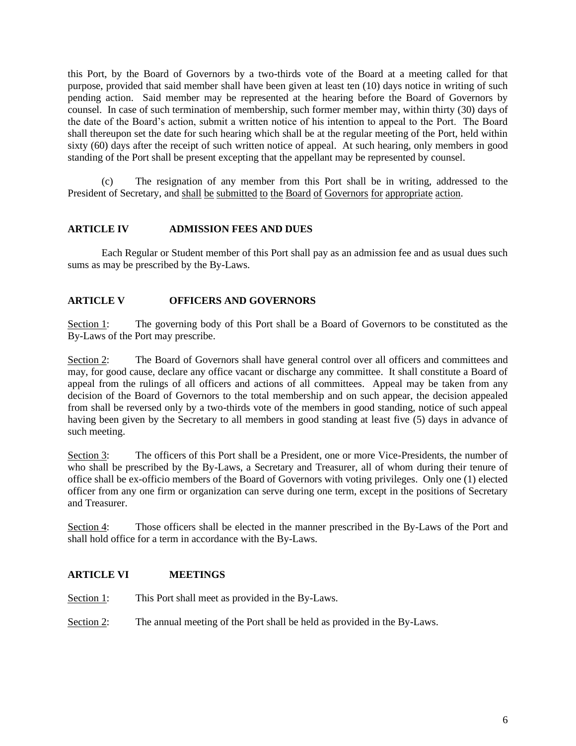this Port, by the Board of Governors by a two-thirds vote of the Board at a meeting called for that purpose, provided that said member shall have been given at least ten (10) days notice in writing of such pending action. Said member may be represented at the hearing before the Board of Governors by counsel. In case of such termination of membership, such former member may, within thirty (30) days of the date of the Board's action, submit a written notice of his intention to appeal to the Port. The Board shall thereupon set the date for such hearing which shall be at the regular meeting of the Port, held within sixty (60) days after the receipt of such written notice of appeal. At such hearing, only members in good standing of the Port shall be present excepting that the appellant may be represented by counsel.

(c) The resignation of any member from this Port shall be in writing, addressed to the President of Secretary, and <u>shall be submitted to the Board of Governors for appropriate action</u>.

## ARTICLE IV ADMISSION FEES AND DUES

Each Regular or Student member of this Port shall pay as an admission fee and as usual dues such sums as may be prescribed by the By-Laws.

## ARTICLE V OFFICERS AND GOVERNORS

<u>Section 1</u>: The governing body of this Port shall be a Board of Governors to be constituted as the By-Laws of the Port may prescribe.

<u>Section 2</u>: The Board of Governors shall have general control over all officers and committees and may, for good cause, declare any office vacant or discharge any committee. It shall constitute a Board of appeal from the rulings of all officers and actions of all committees. Appeal may be taken from any decision of the Board of Governors to the total membership and on such appear, the decision appealed from shall be reversed only by a two-thirds vote of the members in good standing, notice of such appeal having been given by the Secretary to all members in good standing at least five (5) days in advance of such meeting.

<u>Section 3</u>: The officers of this Port shall be a President, one or more Vice-Presidents, the number of who shall be prescribed by the By-Laws, a Secretary and Treasurer, all of whom during their tenure of office shall be ex-officio members of the Board of Governors with voting privileges. Only one (1) elected officer from any one firm or organization can serve during one term, except in the positions of Secretary and Treasurer.

<u>Section 4</u>: Those officers shall be elected in the manner prescribed in the By-Laws of the Port and shall hold office for a term in accordance with the By-Laws.

## ARTICLE VI MEETINGS

<u>Section 1</u>: This Port shall meet as provided in the By-Laws.

<u>Section 2</u>: The annual meeting of the Port shall be held as provided in the By-Laws.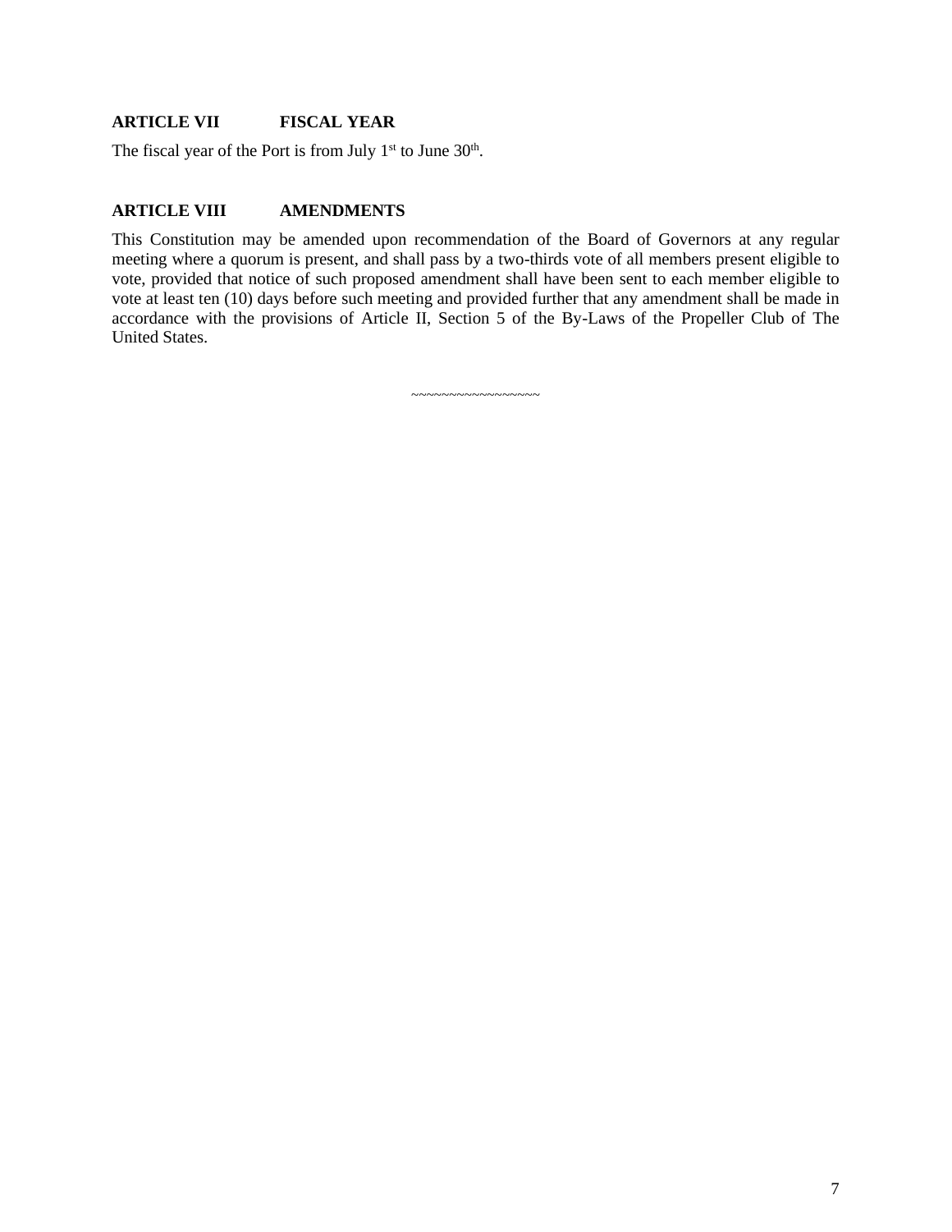## ARTICLE VII FISCAL YEAR

The fiscal year of the Port is from July 1st to June 30th.

## ARTICLE VIII AMENDMENTS

This Constitution may be amended upon recommendation of the Board of Governors at any regular meeting where a quorum is present, and shall pass by a two-thirds vote of all members present eligible to vote, provided that notice of such proposed amendment shall have been sent to each member eligible to vote at least ten (10) days before such meeting and provided further that any amendment shall be made in accordance with the provisions of Article II, Section 5 of the By-Laws of the Propeller Club of The United States.

~~~~~~~~~~~~~~~~~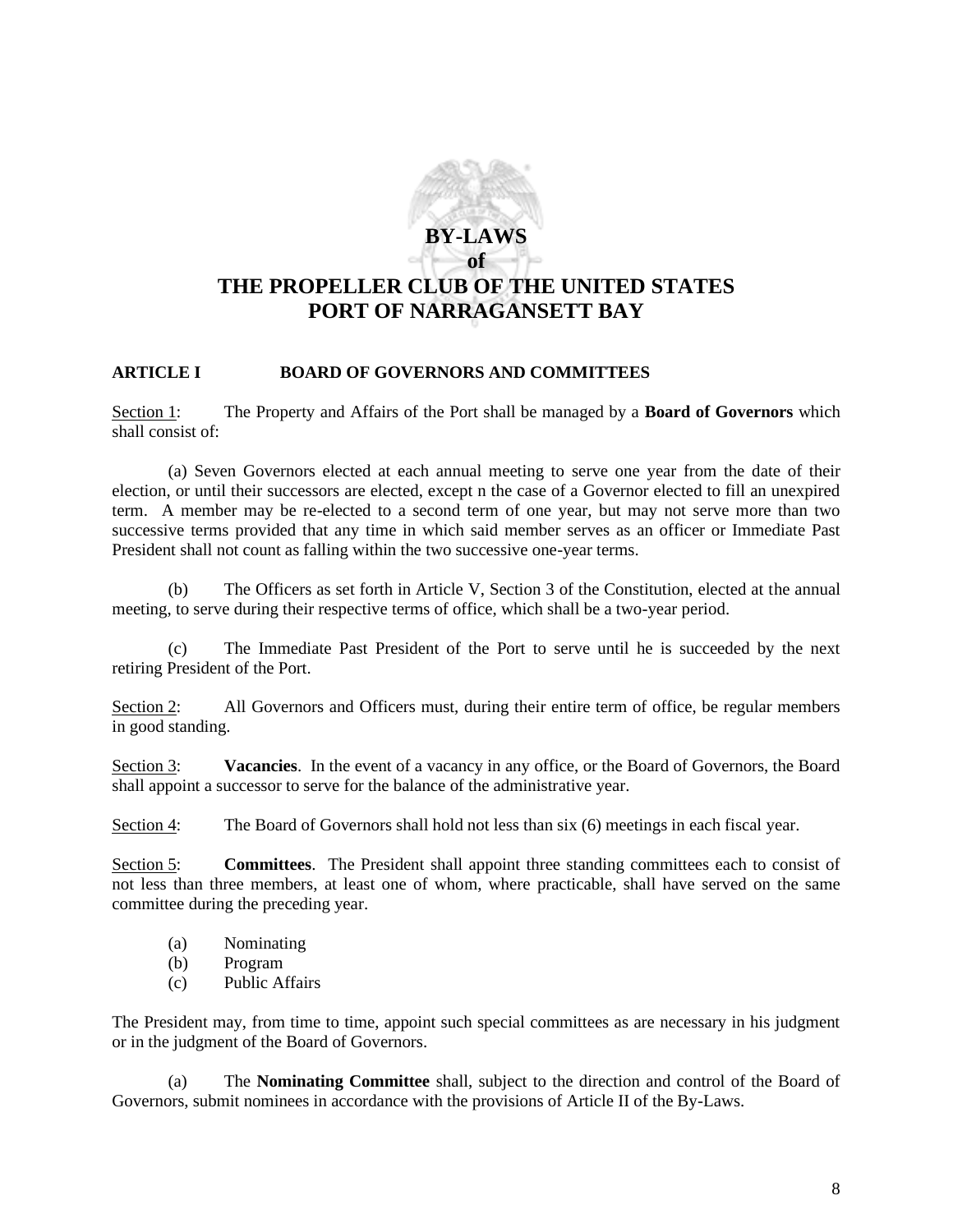# BY-LAWS
## of
# THE PROPELLER CLUB OF THE UNITED STATES
# PORT OF NARRAGANSETT BAY

**ARTICLE I BOARD OF GOVERNORS AND COMMITTEES**

Section 1: The Property and Affairs of the Port shall be managed by a **Board of Governors** which shall consist of:

(a) Seven Governors elected at each annual meeting to serve one year from the date of their election, or until their successors are elected, except n the case of a Governor elected to fill an unexpired term. A member may be re-elected to a second term of one year, but may not serve more than two successive terms provided that any time in which said member serves as an officer or Immediate Past President shall not count as falling within the two successive one-year terms.

(b) The Officers as set forth in Article V, Section 3 of the Constitution, elected at the annual meeting, to serve during their respective terms of office, which shall be a two-year period.

(c) The Immediate Past President of the Port to serve until he is succeeded by the next retiring President of the Port.

Section 2: All Governors and Officers must, during their entire term of office, be regular members in good standing.

Section 3: **Vacancies**. In the event of a vacancy in any office, or the Board of Governors, the Board shall appoint a successor to serve for the balance of the administrative year.

Section 4: The Board of Governors shall hold not less than six (6) meetings in each fiscal year.

Section 5: **Committees**. The President shall appoint three standing committees each to consist of not less than three members, at least one of whom, where practicable, shall have served on the same committee during the preceding year.

(a) Nominating
(b) Program
(c) Public Affairs

The President may, from time to time, appoint such special committees as are necessary in his judgment or in the judgment of the Board of Governors.

(a) The **Nominating Committee** shall, subject to the direction and control of the Board of Governors, submit nominees in accordance with the provisions of Article II of the By-Laws.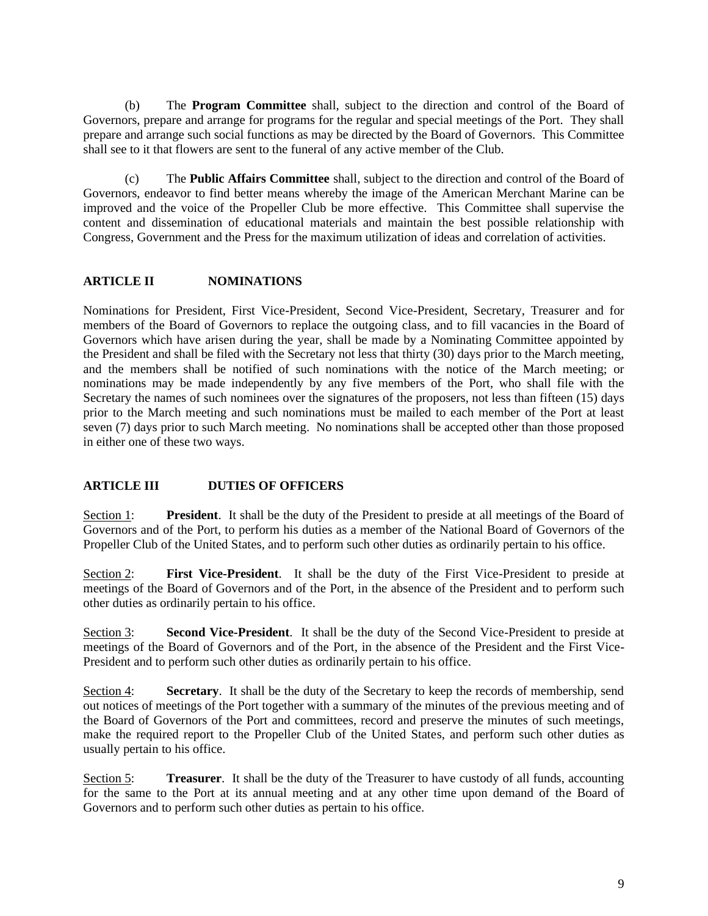(b) The **Program Committee** shall, subject to the direction and control of the Board of Governors, prepare and arrange for programs for the regular and special meetings of the Port. They shall prepare and arrange such social functions as may be directed by the Board of Governors. This Committee shall see to it that flowers are sent to the funeral of any active member of the Club.

(c) The **Public Affairs Committee** shall, subject to the direction and control of the Board of Governors, endeavor to find better means whereby the image of the American Merchant Marine can be improved and the voice of the Propeller Club be more effective. This Committee shall supervise the content and dissemination of educational materials and maintain the best possible relationship with Congress, Government and the Press for the maximum utilization of ideas and correlation of activities.

## ARTICLE II NOMINATIONS

Nominations for President, First Vice-President, Second Vice-President, Secretary, Treasurer and for members of the Board of Governors to replace the outgoing class, and to fill vacancies in the Board of Governors which have arisen during the year, shall be made by a Nominating Committee appointed by the President and shall be filed with the Secretary not less that thirty (30) days prior to the March meeting, and the members shall be notified of such nominations with the notice of the March meeting; or nominations may be made independently by any five members of the Port, who shall file with the Secretary the names of such nominees over the signatures of the proposers, not less than fifteen (15) days prior to the March meeting and such nominations must be mailed to each member of the Port at least seven (7) days prior to such March meeting. No nominations shall be accepted other than those proposed in either one of these two ways.

## ARTICLE III DUTIES OF OFFICERS

Section 1: **President**. It shall be the duty of the President to preside at all meetings of the Board of Governors and of the Port, to perform his duties as a member of the National Board of Governors of the Propeller Club of the United States, and to perform such other duties as ordinarily pertain to his office.

Section 2: **First Vice-President**. It shall be the duty of the First Vice-President to preside at meetings of the Board of Governors and of the Port, in the absence of the President and to perform such other duties as ordinarily pertain to his office.

Section 3: **Second Vice-President**. It shall be the duty of the Second Vice-President to preside at meetings of the Board of Governors and of the Port, in the absence of the President and the First Vice-President and to perform such other duties as ordinarily pertain to his office.

Section 4: **Secretary**. It shall be the duty of the Secretary to keep the records of membership, send out notices of meetings of the Port together with a summary of the minutes of the previous meeting and of the Board of Governors of the Port and committees, record and preserve the minutes of such meetings, make the required report to the Propeller Club of the United States, and perform such other duties as usually pertain to his office.

Section 5: **Treasurer**. It shall be the duty of the Treasurer to have custody of all funds, accounting for the same to the Port at its annual meeting and at any other time upon demand of the Board of Governors and to perform such other duties as pertain to his office.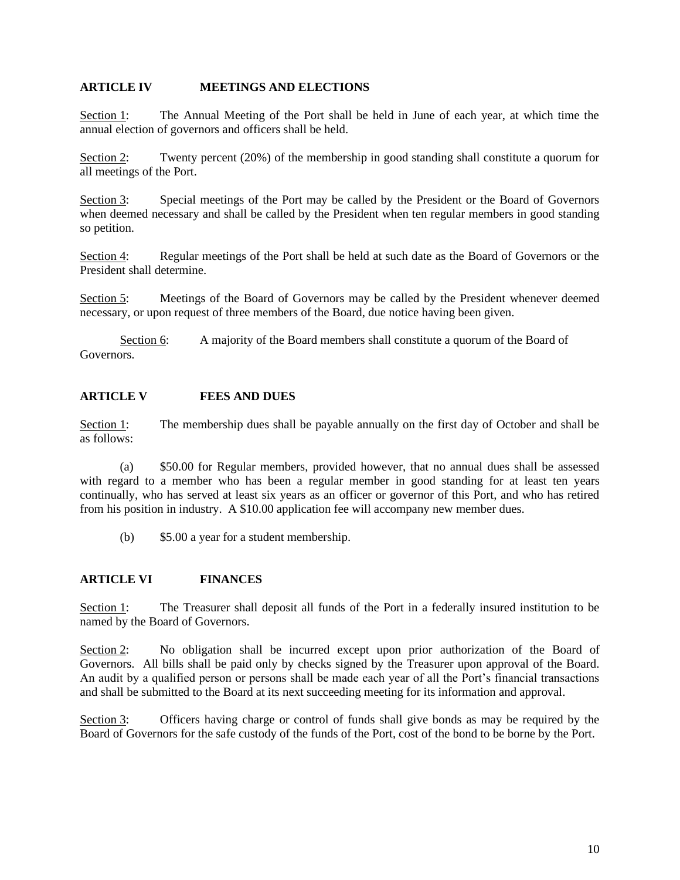## ARTICLE IV MEETINGS AND ELECTIONS

Section 1: The Annual Meeting of the Port shall be held in June of each year, at which time the annual election of governors and officers shall be held.

Section 2: Twenty percent (20%) of the membership in good standing shall constitute a quorum for all meetings of the Port.

Section 3: Special meetings of the Port may be called by the President or the Board of Governors when deemed necessary and shall be called by the President when ten regular members in good standing so petition.

Section 4: Regular meetings of the Port shall be held at such date as the Board of Governors or the President shall determine.

Section 5: Meetings of the Board of Governors may be called by the President whenever deemed necessary, or upon request of three members of the Board, due notice having been given.

Section 6: A majority of the Board members shall constitute a quorum of the Board of Governors.

## ARTICLE V FEES AND DUES

Section 1: The membership dues shall be payable annually on the first day of October and shall be as follows:

(a) $50.00 for Regular members, provided however, that no annual dues shall be assessed with regard to a member who has been a regular member in good standing for at least ten years continually, who has served at least six years as an officer or governor of this Port, and who has retired from his position in industry. A $10.00 application fee will accompany new member dues.

(b) $5.00 a year for a student membership.

## ARTICLE VI FINANCES

Section 1: The Treasurer shall deposit all funds of the Port in a federally insured institution to be named by the Board of Governors.

Section 2: No obligation shall be incurred except upon prior authorization of the Board of Governors. All bills shall be paid only by checks signed by the Treasurer upon approval of the Board. An audit by a qualified person or persons shall be made each year of all the Port's financial transactions and shall be submitted to the Board at its next succeeding meeting for its information and approval.

Section 3: Officers having charge or control of funds shall give bonds as may be required by the Board of Governors for the safe custody of the funds of the Port, cost of the bond to be borne by the Port.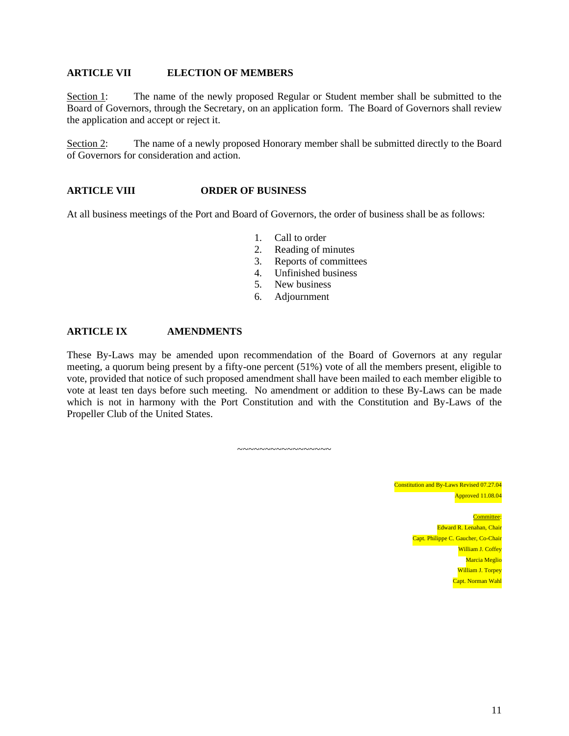**ARTICLE VII ELECTION OF MEMBERS**

Section 1: The name of the newly proposed Regular or Student member shall be submitted to the Board of Governors, through the Secretary, on an application form. The Board of Governors shall review the application and accept or reject it.

Section 2: The name of a newly proposed Honorary member shall be submitted directly to the Board of Governors for consideration and action.

**ARTICLE VIII ORDER OF BUSINESS**

At all business meetings of the Port and Board of Governors, the order of business shall be as follows:

1. Call to order
2. Reading of minutes
3. Reports of committees
4. Unfinished business
5. New business
6. Adjournment

**ARTICLE IX AMENDMENTS**

These By-Laws may be amended upon recommendation of the Board of Governors at any regular meeting, a quorum being present by a fifty-one percent (51%) vote of all the members present, eligible to vote, provided that notice of such proposed amendment shall have been mailed to each member eligible to vote at least ten days before such meeting. No amendment or addition to these By-Laws can be made which is not in harmony with the Port Constitution and with the Constitution and By-Laws of the Propeller Club of the United States.

~~~~~~~~~~~~~~~~~

Constitution and By-Laws Revised 07.27.04
Approved 11.08.04

Committee:
Edward R. Lenahan, Chair
Capt. Philippe C. Gaucher, Co-Chair
William J. Coffey
Marcia Meglio
William J. Torpey
Capt. Norman Wahl